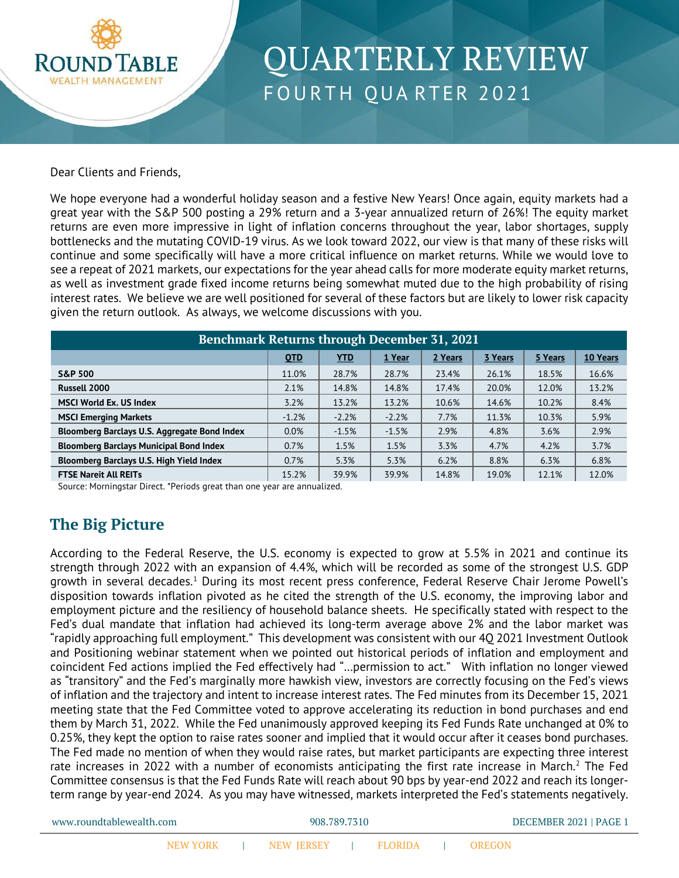# QUARTERLY REVIEW

## FOURTH QUARTER 2021

Dear Clients and Friends,

We hope everyone had a wonderful holiday season and a festive New Years! Once again, equity markets had a great year with the S&P 500 posting a 29% return and a 3-year annualized return of 26%! The equity market returns are even more impressive in light of inflation concerns throughout the year, labor shortages, supply bottlenecks and the mutating COVID-19 virus. As we look toward 2022, our view is that many of these risks will continue and some specifically will have a more critical influence on market returns. While we would love to see a repeat of 2021 markets, our expectations for the year ahead calls for more moderate equity market returns, as well as investment grade fixed income returns being somewhat muted due to the high probability of rising interest rates. We believe we are well positioned for several of these factors but are likely to lower risk capacity given the return outlook. As always, we welcome discussions with you.

| Benchmark Returns through December 31, 2021 | | | | | | | |
|---|---|---|---|---|---|---|---|
| | QTD | YTD | 1 Year | 2 Years | 3 Years | 5 Years | 10 Years |
| **S&P 500** | 11.0% | 28.7% | 28.7% | 23.4% | 26.1% | 18.5% | 16.6% |
| **Russell 2000** | 2.1% | 14.8% | 14.8% | 17.4% | 20.0% | 12.0% | 13.2% |
| **MSCI World Ex. US Index** | 3.2% | 13.2% | 13.2% | 10.6% | 14.6% | 10.2% | 8.4% |
| **MSCI Emerging Markets** | -1.2% | -2.2% | -2.2% | 7.7% | 11.3% | 10.3% | 5.9% |
| **Bloomberg Barclays U.S. Aggregate Bond Index** | 0.0% | -1.5% | -1.5% | 2.9% | 4.8% | 3.6% | 2.9% |
| **Bloomberg Barclays Municipal Bond Index** | 0.7% | 1.5% | 1.5% | 3.3% | 4.7% | 4.2% | 3.7% |
| **Bloomberg Barclays U.S. High Yield Index** | 0.7% | 5.3% | 5.3% | 6.2% | 8.8% | 6.3% | 6.8% |
| **FTSE Nareit All REITs** | 15.2% | 39.9% | 39.9% | 14.8% | 19.0% | 12.1% | 12.0% |

Source: Morningstar Direct. *Periods great than one year are annualized.

## The Big Picture

According to the Federal Reserve, the U.S. economy is expected to grow at 5.5% in 2021 and continue its strength through 2022 with an expansion of 4.4%, which will be recorded as some of the strongest U.S. GDP growth in several decades.[1] During its most recent press conference, Federal Reserve Chair Jerome Powell's disposition towards inflation pivoted as he cited the strength of the U.S. economy, the improving labor and employment picture and the resiliency of household balance sheets. He specifically stated with respect to the Fed's dual mandate that inflation had achieved its long-term average above 2% and the labor market was "rapidly approaching full employment." This development was consistent with our 4Q 2021 Investment Outlook and Positioning webinar statement when we pointed out historical periods of inflation and employment and coincident Fed actions implied the Fed effectively had "…permission to act." With inflation no longer viewed as "transitory" and the Fed's marginally more hawkish view, investors are correctly focusing on the Fed's views of inflation and the trajectory and intent to increase interest rates. The Fed minutes from its December 15, 2021 meeting state that the Fed Committee voted to approve accelerating its reduction in bond purchases and end them by March 31, 2022. While the Fed unanimously approved keeping its Fed Funds Rate unchanged at 0% to 0.25%, they kept the option to raise rates sooner and implied that it would occur after it ceases bond purchases. The Fed made no mention of when they would raise rates, but market participants are expecting three interest rate increases in 2022 with a number of economists anticipating the first rate increase in March.[2] The Fed Committee consensus is that the Fed Funds Rate will reach about 90 bps by year-end 2022 and reach its longer-term range by year-end 2024. As you may have witnessed, markets interpreted the Fed's statements negatively.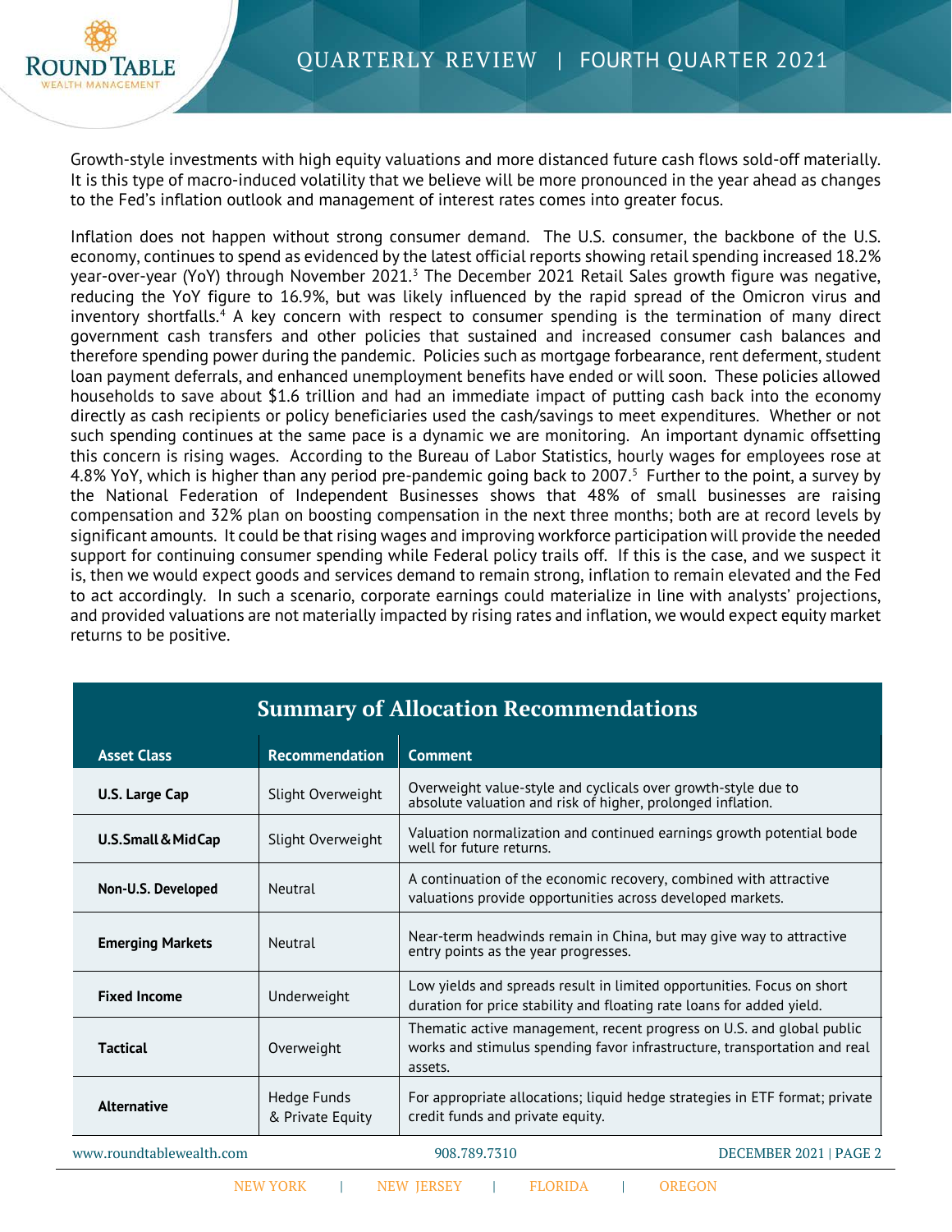Growth-style investments with high equity valuations and more distanced future cash flows sold-off materially. It is this type of macro-induced volatility that we believe will be more pronounced in the year ahead as changes to the Fed's inflation outlook and management of interest rates comes into greater focus.

Inflation does not happen without strong consumer demand. The U.S. consumer, the backbone of the U.S. economy, continues to spend as evidenced by the latest official reports showing retail spending increased 18.2% year-over-year (YoY) through November 2021.[3] The December 2021 Retail Sales growth figure was negative, reducing the YoY figure to 16.9%, but was likely influenced by the rapid spread of the Omicron virus and inventory shortfalls.[4] A key concern with respect to consumer spending is the termination of many direct government cash transfers and other policies that sustained and increased consumer cash balances and therefore spending power during the pandemic. Policies such as mortgage forbearance, rent deferment, student loan payment deferrals, and enhanced unemployment benefits have ended or will soon. These policies allowed households to save about $1.6 trillion and had an immediate impact of putting cash back into the economy directly as cash recipients or policy beneficiaries used the cash/savings to meet expenditures. Whether or not such spending continues at the same pace is a dynamic we are monitoring. An important dynamic offsetting this concern is rising wages. According to the Bureau of Labor Statistics, hourly wages for employees rose at 4.8% YoY, which is higher than any period pre-pandemic going back to 2007.[5] Further to the point, a survey by the National Federation of Independent Businesses shows that 48% of small businesses are raising compensation and 32% plan on boosting compensation in the next three months; both are at record levels by significant amounts. It could be that rising wages and improving workforce participation will provide the needed support for continuing consumer spending while Federal policy trails off. If this is the case, and we suspect it is, then we would expect goods and services demand to remain strong, inflation to remain elevated and the Fed to act accordingly. In such a scenario, corporate earnings could materialize in line with analysts' projections, and provided valuations are not materially impacted by rising rates and inflation, we would expect equity market returns to be positive.

## Summary of Allocation Recommendations

| Asset Class | Recommendation | Comment |
|---|---|---|
| **U.S. Large Cap** | Slight Overweight | Overweight value-style and cyclicals over growth-style due to absolute valuation and risk of higher, prolonged inflation. |
| **U.S. Small & Mid Cap** | Slight Overweight | Valuation normalization and continued earnings growth potential bode well for future returns. |
| **Non-U.S. Developed** | Neutral | A continuation of the economic recovery, combined with attractive valuations provide opportunities across developed markets. |
| **Emerging Markets** | Neutral | Near-term headwinds remain in China, but may give way to attractive entry points as the year progresses. |
| **Fixed Income** | Underweight | Low yields and spreads result in limited opportunities. Focus on short duration for price stability and floating rate loans for added yield. |
| **Tactical** | Overweight | Thematic active management, recent progress on U.S. and global public works and stimulus spending favor infrastructure, transportation and real assets. |
| **Alternative** | Hedge Funds & Private Equity | For appropriate allocations; liquid hedge strategies in ETF format; private credit funds and private equity. |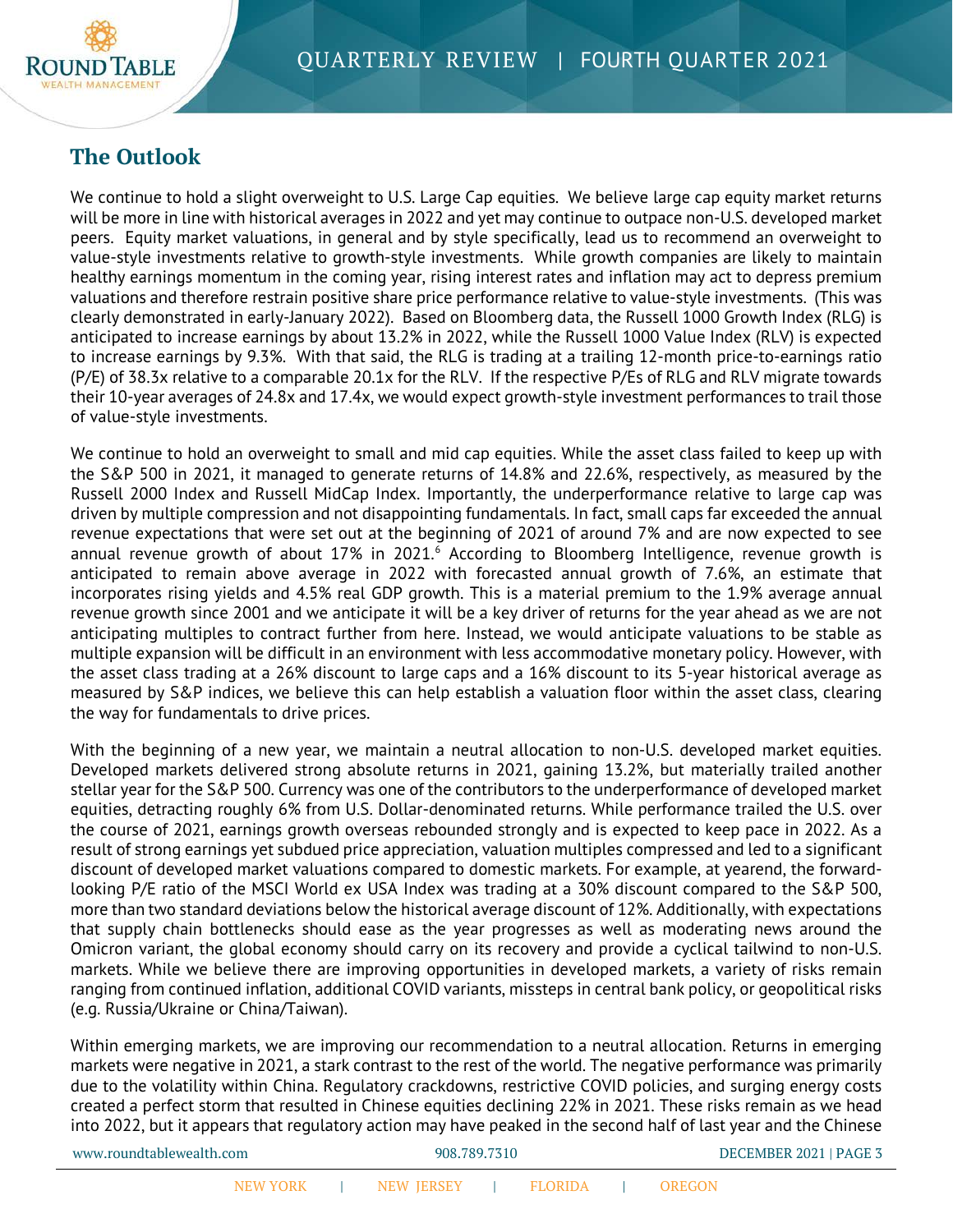## The Outlook

We continue to hold a slight overweight to U.S. Large Cap equities. We believe large cap equity market returns will be more in line with historical averages in 2022 and yet may continue to outpace non-U.S. developed market peers. Equity market valuations, in general and by style specifically, lead us to recommend an overweight to value-style investments relative to growth-style investments. While growth companies are likely to maintain healthy earnings momentum in the coming year, rising interest rates and inflation may act to depress premium valuations and therefore restrain positive share price performance relative to value-style investments. (This was clearly demonstrated in early-January 2022). Based on Bloomberg data, the Russell 1000 Growth Index (RLG) is anticipated to increase earnings by about 13.2% in 2022, while the Russell 1000 Value Index (RLV) is expected to increase earnings by 9.3%. With that said, the RLG is trading at a trailing 12-month price-to-earnings ratio (P/E) of 38.3x relative to a comparable 20.1x for the RLV. If the respective P/Es of RLG and RLV migrate towards their 10-year averages of 24.8x and 17.4x, we would expect growth-style investment performances to trail those of value-style investments.

We continue to hold an overweight to small and mid cap equities. While the asset class failed to keep up with the S&P 500 in 2021, it managed to generate returns of 14.8% and 22.6%, respectively, as measured by the Russell 2000 Index and Russell MidCap Index. Importantly, the underperformance relative to large cap was driven by multiple compression and not disappointing fundamentals. In fact, small caps far exceeded the annual revenue expectations that were set out at the beginning of 2021 of around 7% and are now expected to see annual revenue growth of about 17% in 2021.[6] According to Bloomberg Intelligence, revenue growth is anticipated to remain above average in 2022 with forecasted annual growth of 7.6%, an estimate that incorporates rising yields and 4.5% real GDP growth. This is a material premium to the 1.9% average annual revenue growth since 2001 and we anticipate it will be a key driver of returns for the year ahead as we are not anticipating multiples to contract further from here. Instead, we would anticipate valuations to be stable as multiple expansion will be difficult in an environment with less accommodative monetary policy. However, with the asset class trading at a 26% discount to large caps and a 16% discount to its 5-year historical average as measured by S&P indices, we believe this can help establish a valuation floor within the asset class, clearing the way for fundamentals to drive prices.

With the beginning of a new year, we maintain a neutral allocation to non-U.S. developed market equities. Developed markets delivered strong absolute returns in 2021, gaining 13.2%, but materially trailed another stellar year for the S&P 500. Currency was one of the contributors to the underperformance of developed market equities, detracting roughly 6% from U.S. Dollar-denominated returns. While performance trailed the U.S. over the course of 2021, earnings growth overseas rebounded strongly and is expected to keep pace in 2022. As a result of strong earnings yet subdued price appreciation, valuation multiples compressed and led to a significant discount of developed market valuations compared to domestic markets. For example, at yearend, the forward-looking P/E ratio of the MSCI World ex USA Index was trading at a 30% discount compared to the S&P 500, more than two standard deviations below the historical average discount of 12%. Additionally, with expectations that supply chain bottlenecks should ease as the year progresses as well as moderating news around the Omicron variant, the global economy should carry on its recovery and provide a cyclical tailwind to non-U.S. markets. While we believe there are improving opportunities in developed markets, a variety of risks remain ranging from continued inflation, additional COVID variants, missteps in central bank policy, or geopolitical risks (e.g. Russia/Ukraine or China/Taiwan).

Within emerging markets, we are improving our recommendation to a neutral allocation. Returns in emerging markets were negative in 2021, a stark contrast to the rest of the world. The negative performance was primarily due to the volatility within China. Regulatory crackdowns, restrictive COVID policies, and surging energy costs created a perfect storm that resulted in Chinese equities declining 22% in 2021. These risks remain as we head into 2022, but it appears that regulatory action may have peaked in the second half of last year and the Chinese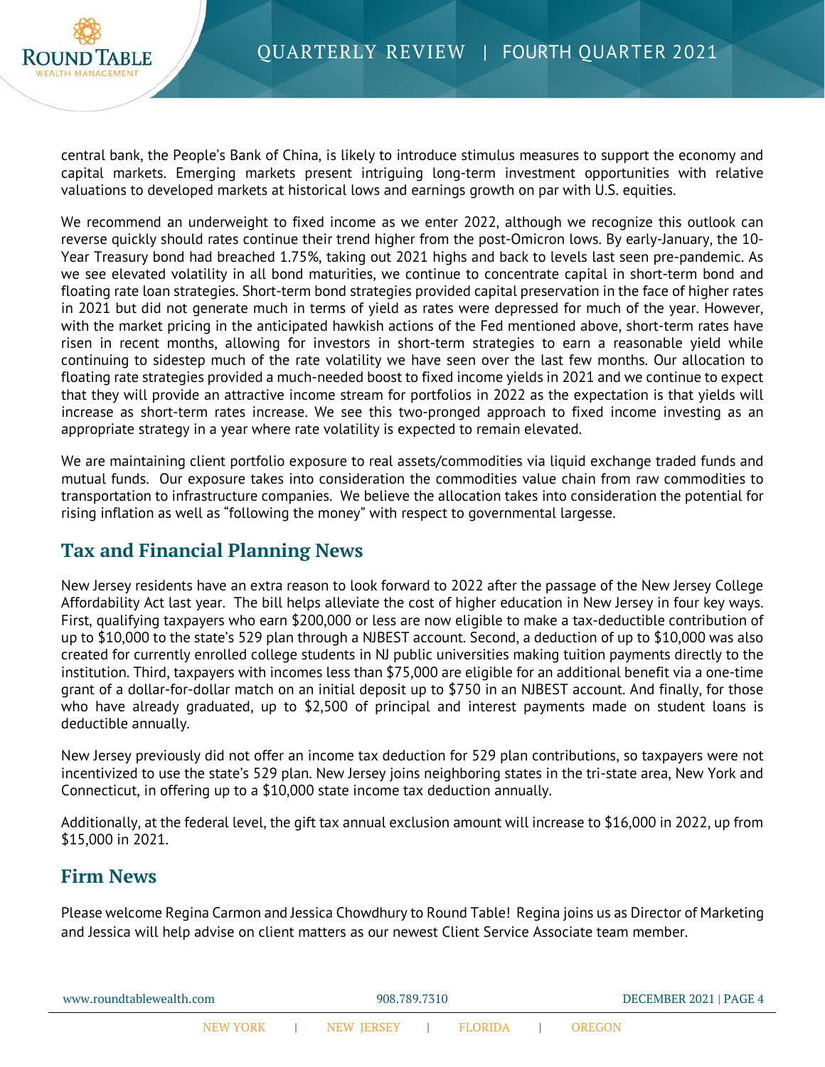central bank, the People's Bank of China, is likely to introduce stimulus measures to support the economy and capital markets. Emerging markets present intriguing long-term investment opportunities with relative valuations to developed markets at historical lows and earnings growth on par with U.S. equities.

We recommend an underweight to fixed income as we enter 2022, although we recognize this outlook can reverse quickly should rates continue their trend higher from the post-Omicron lows. By early-January, the 10-Year Treasury bond had breached 1.75%, taking out 2021 highs and back to levels last seen pre-pandemic. As we see elevated volatility in all bond maturities, we continue to concentrate capital in short-term bond and floating rate loan strategies. Short-term bond strategies provided capital preservation in the face of higher rates in 2021 but did not generate much in terms of yield as rates were depressed for much of the year. However, with the market pricing in the anticipated hawkish actions of the Fed mentioned above, short-term rates have risen in recent months, allowing for investors in short-term strategies to earn a reasonable yield while continuing to sidestep much of the rate volatility we have seen over the last few months. Our allocation to floating rate strategies provided a much-needed boost to fixed income yields in 2021 and we continue to expect that they will provide an attractive income stream for portfolios in 2022 as the expectation is that yields will increase as short-term rates increase. We see this two-pronged approach to fixed income investing as an appropriate strategy in a year where rate volatility is expected to remain elevated.

We are maintaining client portfolio exposure to real assets/commodities via liquid exchange traded funds and mutual funds. Our exposure takes into consideration the commodities value chain from raw commodities to transportation to infrastructure companies. We believe the allocation takes into consideration the potential for rising inflation as well as "following the money" with respect to governmental largesse.

## Tax and Financial Planning News

New Jersey residents have an extra reason to look forward to 2022 after the passage of the New Jersey College Affordability Act last year. The bill helps alleviate the cost of higher education in New Jersey in four key ways. First, qualifying taxpayers who earn $200,000 or less are now eligible to make a tax-deductible contribution of up to $10,000 to the state's 529 plan through a NJBEST account. Second, a deduction of up to $10,000 was also created for currently enrolled college students in NJ public universities making tuition payments directly to the institution. Third, taxpayers with incomes less than $75,000 are eligible for an additional benefit via a one-time grant of a dollar-for-dollar match on an initial deposit up to $750 in an NJBEST account. And finally, for those who have already graduated, up to $2,500 of principal and interest payments made on student loans is deductible annually.

New Jersey previously did not offer an income tax deduction for 529 plan contributions, so taxpayers were not incentivized to use the state's 529 plan. New Jersey joins neighboring states in the tri-state area, New York and Connecticut, in offering up to a $10,000 state income tax deduction annually.

Additionally, at the federal level, the gift tax annual exclusion amount will increase to $16,000 in 2022, up from $15,000 in 2021.

## Firm News

Please welcome Regina Carmon and Jessica Chowdhury to Round Table! Regina joins us as Director of Marketing and Jessica will help advise on client matters as our newest Client Service Associate team member.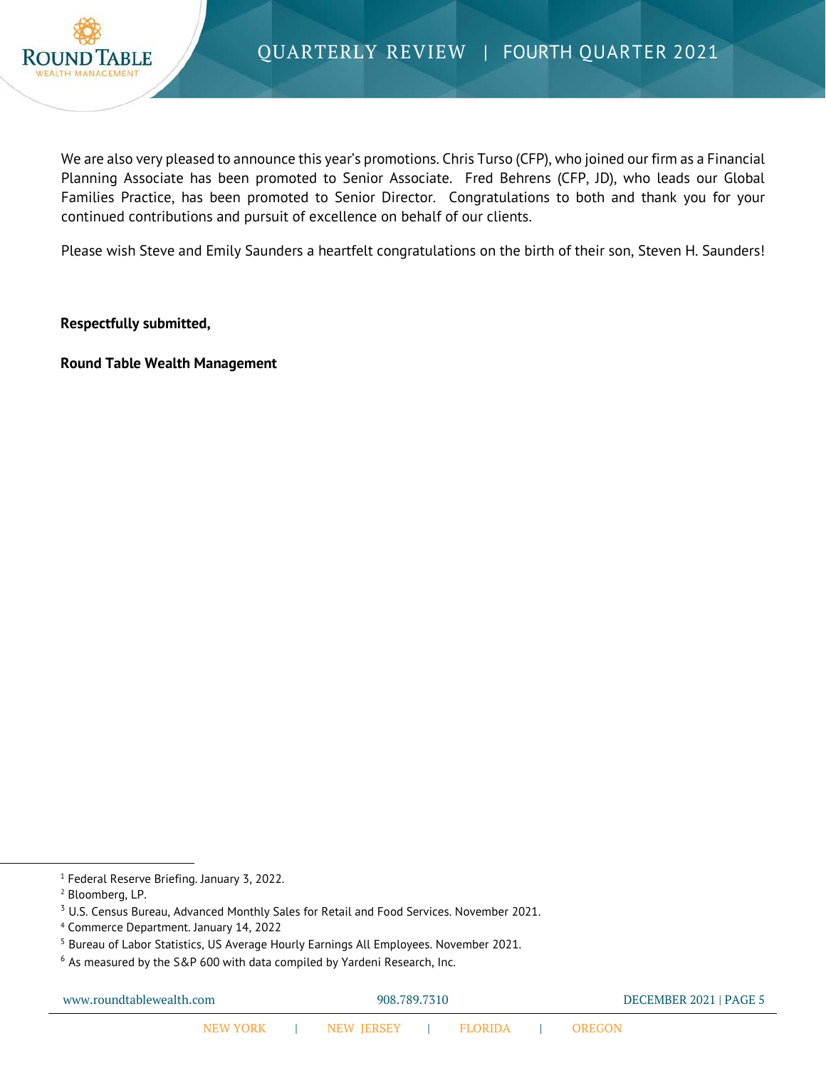We are also very pleased to announce this year's promotions. Chris Turso (CFP), who joined our firm as a Financial Planning Associate has been promoted to Senior Associate. Fred Behrens (CFP, JD), who leads our Global Families Practice, has been promoted to Senior Director. Congratulations to both and thank you for your continued contributions and pursuit of excellence on behalf of our clients.

Please wish Steve and Emily Saunders a heartfelt congratulations on the birth of their son, Steven H. Saunders!

**Respectfully submitted,**

**Round Table Wealth Management**

---

[1] Federal Reserve Briefing. January 3, 2022.

[2] Bloomberg, LP.

[3] U.S. Census Bureau, Advanced Monthly Sales for Retail and Food Services. November 2021.

[4] Commerce Department. January 14, 2022

[5] Bureau of Labor Statistics, US Average Hourly Earnings All Employees. November 2021.

[6] As measured by the S&P 600 with data compiled by Yardeni Research, Inc.